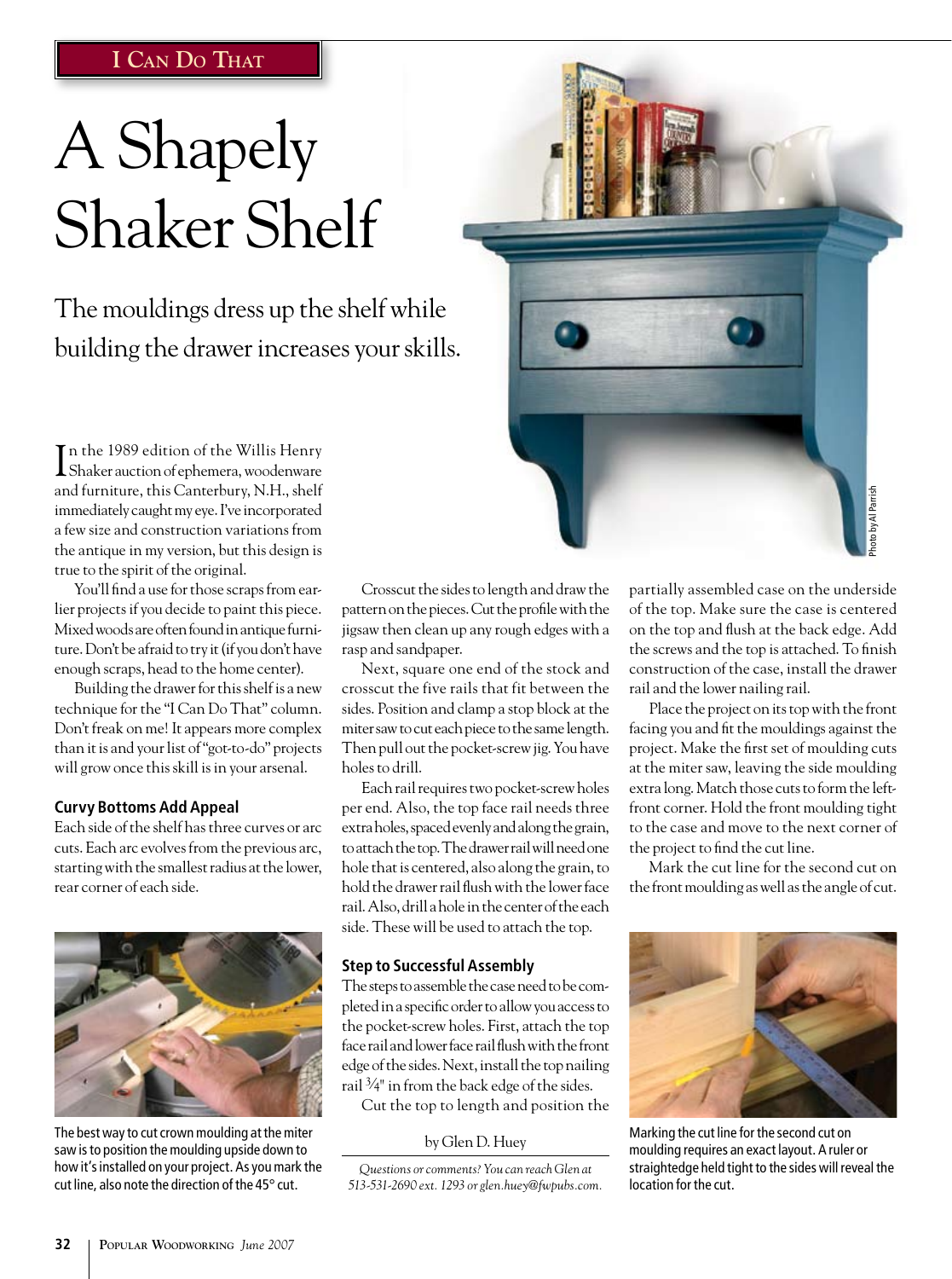I Can Do That

# A Shapely Shaker Shelf

The mouldings dress up the shelf while building the drawer increases your skills.

In the 1989 edition of the Willis Henry Shaker auction of ephemera, woodenware and furniture, this Canterbury, N.H., shelf immediately caught my eye. I've incorporated a few size and construction variations from the antique in my version, but this design is true to the spirit of the original.

You'll find a use for those scraps from earlier projects if you decide to paint this piece. Mixed woods are often found in antique furniture. Don't be afraid to try it (if you don't have enough scraps, head to the home center).

Building the drawer for this shelf is a new technique for the "I Can Do That" column. Don't freak on me! It appears more complex than it is and your list of "got-to-do" projects will grow once this skill is in your arsenal.

## Curvy Bottoms Add Appeal

Each side of the shelf has three curves or arc cuts. Each arc evolves from the previous arc, starting with the smallest radius at the lower, rear corner of each side.

The best way to cut crown moulding at the miter saw is to position the moulding upside down to how it's installed on your project. As you mark the cut line, also note the direction of the 45° cut.

Crosscut the sides to length and draw the pattern on the pieces. Cut the profile with the jigsaw then clean up any rough edges with a rasp and sandpaper.

Next, square one end of the stock and crosscut the five rails that fit between the sides. Position and clamp a stop block at the miter saw to cut each piece to the same length. Then pull out the pocket-screw jig. You have holes to drill.

Each rail requires two pocket-screw holes per end. Also, the top face rail needs three extra holes, spaced evenly and along the grain, to attach the top. The drawer rail will need one hole that is centered, also along the grain, to hold the drawer rail flush with the lower face rail. Also, drill a hole in the center of the each side. These will be used to attach the top.

## Step to Successful Assembly

The steps to assemble the case need to be completed in a specific order to allow you access to the pocket-screw holes. First, attach the top face rail and lower face rail flush with the front edge of the sides. Next, install the top nailing rail ¾" in from the back edge of the sides.

Cut the top to length and position the partially assembled case on the underside of the top. Make sure the case is centered on the top and flush at the back edge. Add the screws and the top is attached. To finish construction of the case, install the drawer rail and the lower nailing rail.

Place the project on its top with the front facing you and fit the mouldings against the project. Make the first set of moulding cuts at the miter saw, leaving the side moulding extra long. Match those cuts to form the left-front corner. Hold the front moulding tight to the case and move to the next corner of the project to find the cut line.

Mark the cut line for the second cut on the front moulding as well as the angle of cut.

Marking the cut line for the second cut on moulding requires an exact layout. A ruler or straightedge held tight to the sides will reveal the location for the cut.

by Glen D. Huey

*Questions or comments? You can reach Glen at 513-531-2690 ext. 1293 or glen.huey@fwpubs.com.*

Photo by Al Parrish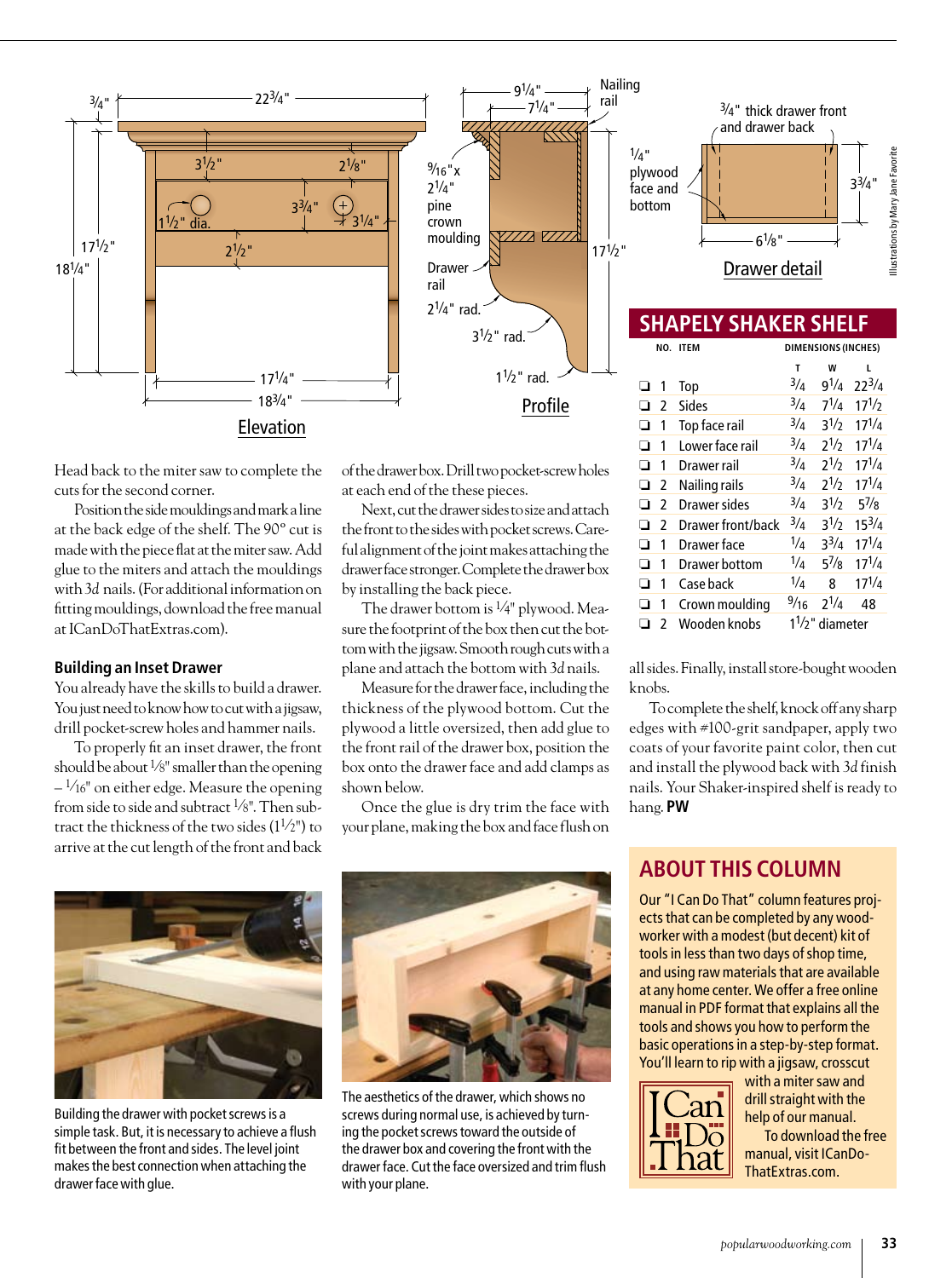Elevation

Profile

Drawer detail

Illustrations by Mary Jane Favorite

## SHAPELY SHAKER SHELF

| NO. | ITEM | T | W | L |
|---|---|---|---|---|
| ❑ 1 | Top | 3/4 | 9 1/4 | 22 3/4 |
| ❑ 2 | Sides | 3/4 | 7 1/4 | 17 1/2 |
| ❑ 1 | Top face rail | 3/4 | 3 1/2 | 17 1/4 |
| ❑ 1 | Lower face rail | 3/4 | 2 1/2 | 17 1/4 |
| ❑ 1 | Drawer rail | 3/4 | 2 1/2 | 17 1/4 |
| ❑ 2 | Nailing rails | 3/4 | 2 1/2 | 17 1/4 |
| ❑ 2 | Drawer sides | 3/4 | 3 1/2 | 5 7/8 |
| ❑ 2 | Drawer front/back | 3/4 | 3 1/2 | 15 3/4 |
| ❑ 1 | Drawer face | 1/4 | 3 3/4 | 17 1/4 |
| ❑ 1 | Drawer bottom | 1/4 | 5 7/8 | 17 1/4 |
| ❑ 1 | Case back | 1/4 | 8 | 17 1/4 |
| ❑ 1 | Crown moulding | 9/16 | 2 1/4 | 48 |
| ❑ 2 | Wooden knobs | 1 1/2" diameter | | |

Head back to the miter saw to complete the cuts for the second corner.

Position the side mouldings and mark a line at the back edge of the shelf. The 90° cut is made with the piece flat at the miter saw. Add glue to the miters and attach the mouldings with 3*d* nails. (For additional information on fitting mouldings, download the free manual at ICanDoThatExtras.com).

### Building an Inset Drawer

You already have the skills to build a drawer. You just need to know how to cut with a jigsaw, drill pocket-screw holes and hammer nails.

To properly fit an inset drawer, the front should be about 1/8" smaller than the opening – 1/16" on either edge. Measure the opening from side to side and subtract 1/8". Then subtract the thickness of the two sides (1 1/2") to arrive at the cut length of the front and back of the drawer box. Drill two pocket-screw holes at each end of the these pieces.

Next, cut the drawer sides to size and attach the front to the sides with pocket screws. Careful alignment of the joint makes attaching the drawer face stronger. Complete the drawer box by installing the back piece.

The drawer bottom is 1/4" plywood. Measure the footprint of the box then cut the bottom with the jigsaw. Smooth rough cuts with a plane and attach the bottom with 3*d* nails.

Measure for the drawer face, including the thickness of the plywood bottom. Cut the plywood a little oversized, then add glue to the front rail of the drawer box, position the box onto the drawer face and add clamps as shown below.

Once the glue is dry trim the face with your plane, making the box and face flush on all sides. Finally, install store-bought wooden knobs.

To complete the shelf, knock off any sharp edges with #100-grit sandpaper, apply two coats of your favorite paint color, then cut and install the plywood back with 3*d* finish nails. Your Shaker-inspired shelf is ready to hang. **PW**

Building the drawer with pocket screws is a simple task. But, it is necessary to achieve a flush fit between the front and sides. The level joint makes the best connection when attaching the drawer face with glue.

The aesthetics of the drawer, which shows no screws during normal use, is achieved by turning the pocket screws toward the outside of the drawer box and covering the front with the drawer face. Cut the face oversized and trim flush with your plane.

## ABOUT THIS COLUMN

Our "I Can Do That" column features projects that can be completed by any woodworker with a modest (but decent) kit of tools in less than two days of shop time, and using raw materials that are available at any home center. We offer a free online manual in PDF format that explains all the tools and shows you how to perform the basic operations in a step-by-step format. You'll learn to rip with a jigsaw, crosscut with a miter saw and drill straight with the help of our manual.

To download the free manual, visit ICanDoThatExtras.com.